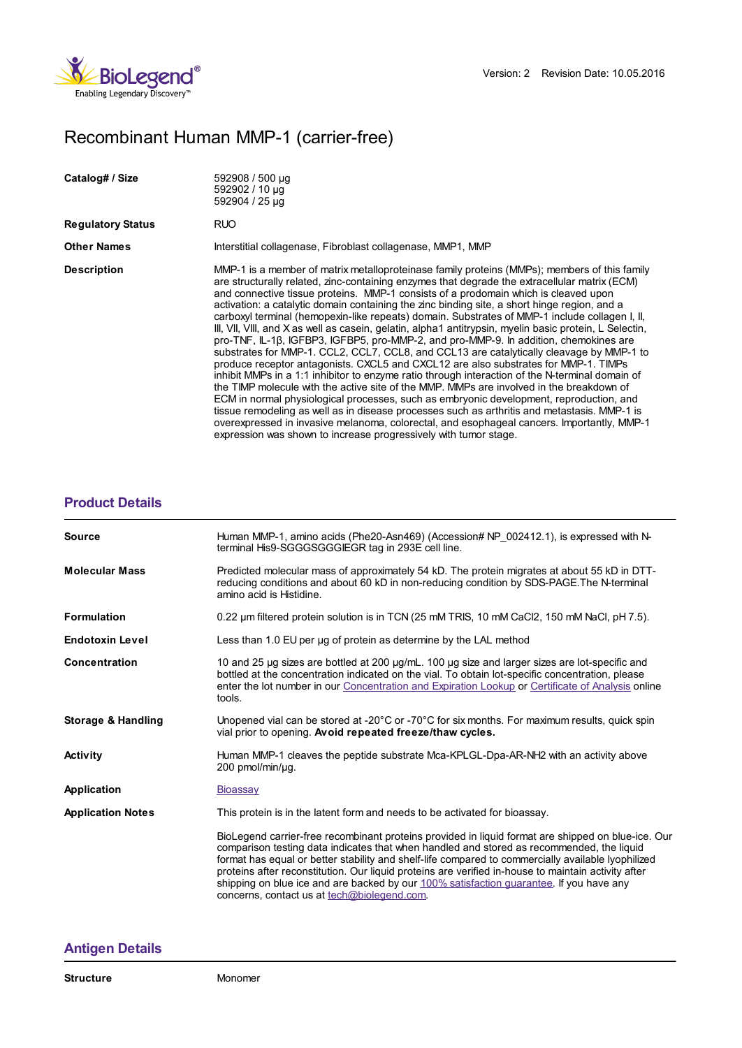Version: 2 Revision Date: 10.05.2016

# Recombinant Human MMP-1 (carrier-free)

| | |
|---|---|
| **Catalog# / Size** | 592908 / 500 µg<br>592902 / 10 µg<br>592904 / 25 µg |
| **Regulatory Status** | RUO |
| **Other Names** | Interstitial collagenase, Fibroblast collagenase, MMP1, MMP |
| **Description** | MMP-1 is a member of matrix metalloproteinase family proteins (MMPs); members of this family are structurally related, zinc-containing enzymes that degrade the extracellular matrix (ECM) and connective tissue proteins. MMP-1 consists of a prodomain which is cleaved upon activation: a catalytic domain containing the zinc binding site, a short hinge region, and a carboxyl terminal (hemopexin-like repeats) domain. Substrates of MMP-1 include collagen I, II, III, VII, VIII, and X as well as casein, gelatin, alpha1 antitrypsin, myelin basic protein, L Selectin, pro-TNF, IL-1β, IGFBP3, IGFBP5, pro-MMP-2, and pro-MMP-9. In addition, chemokines are substrates for MMP-1. CCL2, CCL7, CCL8, and CCL13 are catalytically cleavage by MMP-1 to produce receptor antagonists. CXCL5 and CXCL12 are also substrates for MMP-1. TIMPs inhibit MMPs in a 1:1 inhibitor to enzyme ratio through interaction of the N-terminal domain of the TIMP molecule with the active site of the MMP. MMPs are involved in the breakdown of ECM in normal physiological processes, such as embryonic development, reproduction, and tissue remodeling as well as in disease processes such as arthritis and metastasis. MMP-1 is overexpressed in invasive melanoma, colorectal, and esophageal cancers. Importantly, MMP-1 expression was shown to increase progressively with tumor stage. |

## Product Details

| | |
|---|---|
| **Source** | Human MMP-1, amino acids (Phe20-Asn469) (Accession# NP_002412.1), is expressed with N-terminal His9-SGGGSGGGIEGR tag in 293E cell line. |
| **Molecular Mass** | Predicted molecular mass of approximately 54 kD. The protein migrates at about 55 kD in DTT-reducing conditions and about 60 kD in non-reducing condition by SDS-PAGE.The N-terminal amino acid is Histidine. |
| **Formulation** | 0.22 µm filtered protein solution is in TCN (25 mM TRIS, 10 mM $CaCl_2$, 150 mM NaCl, pH 7.5). |
| **Endotoxin Level** | Less than 1.0 EU per µg of protein as determine by the LAL method |
| **Concentration** | 10 and 25 µg sizes are bottled at 200 µg/mL. 100 µg size and larger sizes are lot-specific and bottled at the concentration indicated on the vial. To obtain lot-specific concentration, please enter the lot number in our Concentration and Expiration Lookup or Certificate of Analysis online tools. |
| **Storage & Handling** | Unopened vial can be stored at -20°C or -70°C for six months. For maximum results, quick spin vial prior to opening. **Avoid repeated freeze/thaw cycles.** |
| **Activity** | Human MMP-1 cleaves the peptide substrate Mca-KPLGL-Dpa-AR-NH2 with an activity above 200 pmol/min/µg. |
| **Application** | Bioassay |
| **Application Notes** | This protein is in the latent form and needs to be activated for bioassay.<br><br>BioLegend carrier-free recombinant proteins provided in liquid format are shipped on blue-ice. Our comparison testing data indicates that when handled and stored as recommended, the liquid format has equal or better stability and shelf-life compared to commercially available lyophilized proteins after reconstitution. Our liquid proteins are verified in-house to maintain activity after shipping on blue ice and are backed by our 100% satisfaction guarantee. If you have any concerns, contact us at tech@biolegend.com. |

## Antigen Details

| | |
|---|---|
| **Structure** | Monomer |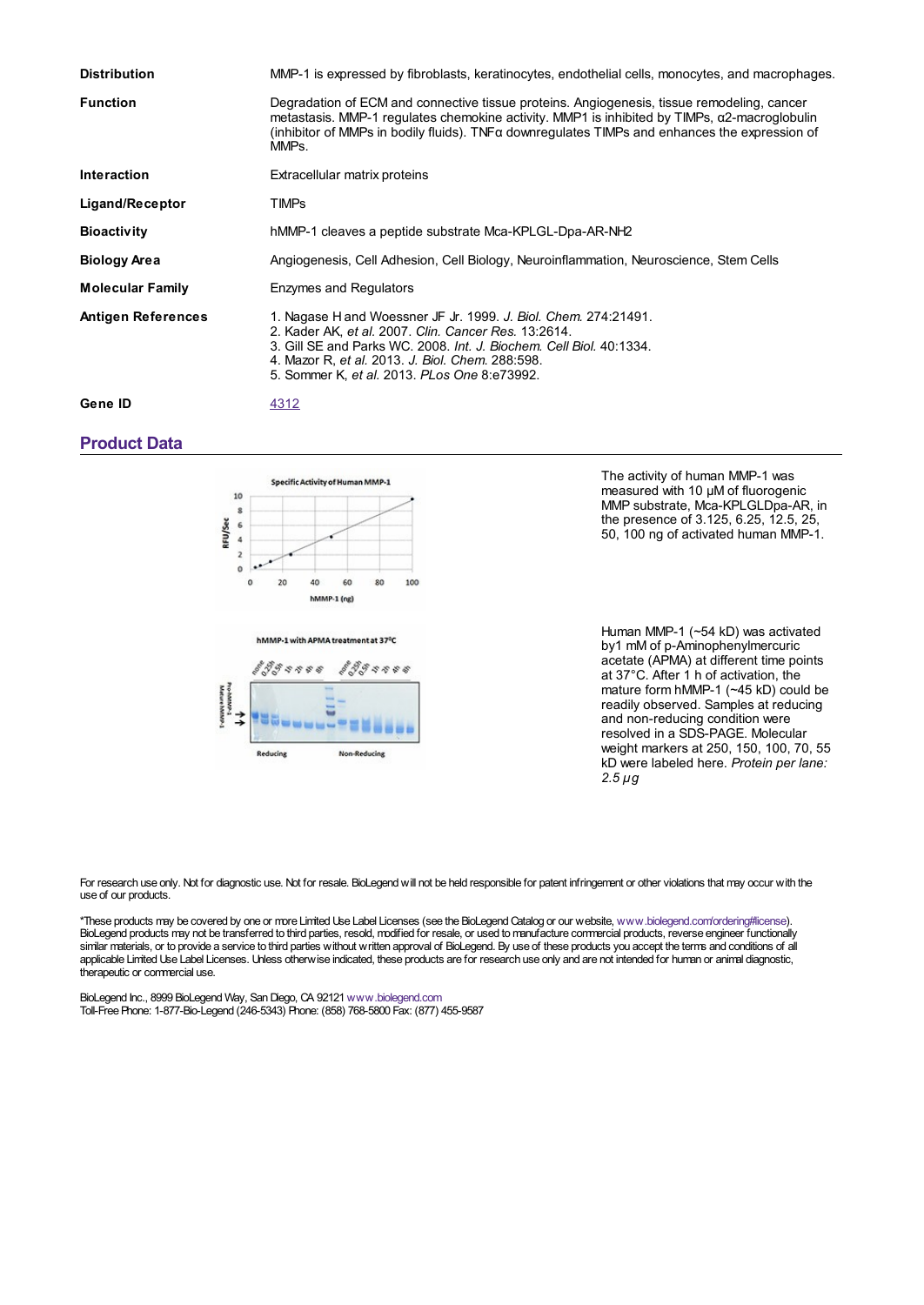| | |
|---|---|
| **Distribution** | MMP-1 is expressed by fibroblasts, keratinocytes, endothelial cells, monocytes, and macrophages. |
| **Function** | Degradation of ECM and connective tissue proteins. Angiogenesis, tissue remodeling, cancer metastasis. MMP-1 regulates chemokine activity. MMP1 is inhibited by TIMPs, α2-macroglobulin (inhibitor of MMPs in bodily fluids). TNFα downregulates TIMPs and enhances the expression of MMPs. |
| **Interaction** | Extracellular matrix proteins |
| **Ligand/Receptor** | TIMPs |
| **Bioactivity** | hMMP-1 cleaves a peptide substrate Mca-KPLGL-Dpa-AR-NH2 |
| **Biology Area** | Angiogenesis, Cell Adhesion, Cell Biology, Neuroinflammation, Neuroscience, Stem Cells |
| **Molecular Family** | Enzymes and Regulators |
| **Antigen References** | 1. Nagase H and Woessner JF Jr. 1999. *J. Biol. Chem.* 274:21491.<br>2. Kader AK, *et al.* 2007. *Clin. Cancer Res.* 13:2614.<br>3. Gill SE and Parks WC. 2008. *Int. J. Biochem. Cell Biol.* 40:1334.<br>4. Mazor R, *et al.* 2013. *J. Biol. Chem.* 288:598.<br>5. Sommer K, *et al.* 2013. *PLos One* 8:e73992. |
| **Gene ID** | 4312 |

## Product Data

Specific Activity of Human MMP-1

RFU/Sec

10
8
6
4
2
0

0 20 40 60 80 100

hMMP-1 (ng)

The activity of human MMP-1 was measured with 10 µM of fluorogenic MMP substrate, Mca-KPLGLDpa-AR, in the presence of 3.125, 6.25, 12.5, 25, 50, 100 ng of activated human MMP-1.

hMMP-1 with APMA treatment at 37°C

none 0.25h 0.5h 1h 2h 4h 8h none 0.25h 0.5h 1h 2h 4h 8h

Pro-hMMP-1
Mature hMMP-1

Reducing
Non-Reducing

Human MMP-1 (~54 kD) was activated by1 mM of p-Aminophenylmercuric acetate (APMA) at different time points at 37°C. After 1 h of activation, the mature form hMMP-1 (~45 kD) could be readily observed. Samples at reducing and non-reducing condition were resolved in a SDS-PAGE. Molecular weight markers at 250, 150, 100, 70, 55 kD were labeled here. *Protein per lane: 2.5 µg*

For research use only. Not for diagnostic use. Not for resale. BioLegend will not be held responsible for patent infringement or other violations that may occur with the use of our products.

*These products may be covered by one or more Limited Use Label Licenses (see the BioLegend Catalog or our website, www.biolegend.com/ordering#license). BioLegend products may not be transferred to third parties, resold, modified for resale, or used to manufacture commercial products, reverse engineer functionally similar materials, or to provide a service to third parties without written approval of BioLegend. By use of these products you accept the terms and conditions of all applicable Limited Use Label Licenses. Unless otherwise indicated, these products are for research use only and are not intended for human or animal diagnostic, therapeutic or commercial use.

BioLegend Inc., 8999 BioLegend Way, San Diego, CA 92121 www.biolegend.com
Toll-Free Phone: 1-877-Bio-Legend (246-5343) Phone: (858) 768-5800 Fax: (877) 455-9587